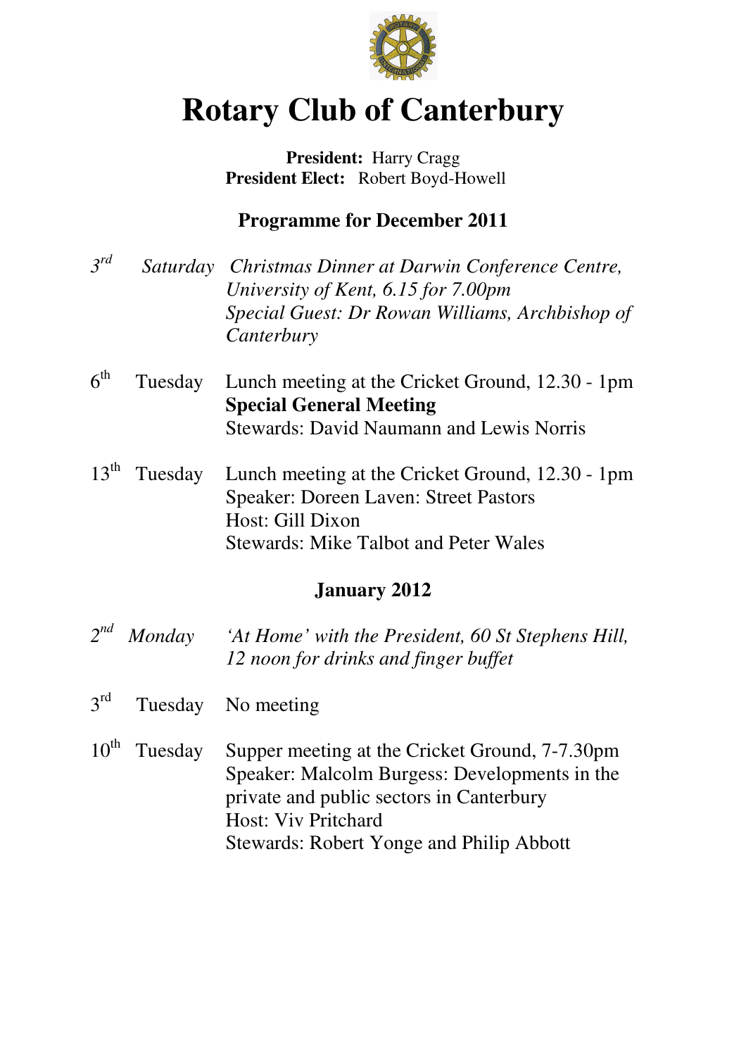# Rotary Club of Canterbury

**President:** Harry Cragg
**President Elect:** Robert Boyd-Howell

## Programme for December 2011

*3rd Saturday* — *Christmas Dinner at Darwin Conference Centre, University of Kent, 6.15 for 7.00pm*
*Special Guest: Dr Rowan Williams, Archbishop of Canterbury*

6th Tuesday — Lunch meeting at the Cricket Ground, 12.30 - 1pm
**Special General Meeting**
Stewards: David Naumann and Lewis Norris

13th Tuesday — Lunch meeting at the Cricket Ground, 12.30 - 1pm
Speaker: Doreen Laven: Street Pastors
Host: Gill Dixon
Stewards: Mike Talbot and Peter Wales

## January 2012

*2nd Monday* — *'At Home' with the President, 60 St Stephens Hill, 12 noon for drinks and finger buffet*

3rd Tuesday — No meeting

10th Tuesday — Supper meeting at the Cricket Ground, 7-7.30pm
Speaker: Malcolm Burgess: Developments in the private and public sectors in Canterbury
Host: Viv Pritchard
Stewards: Robert Yonge and Philip Abbott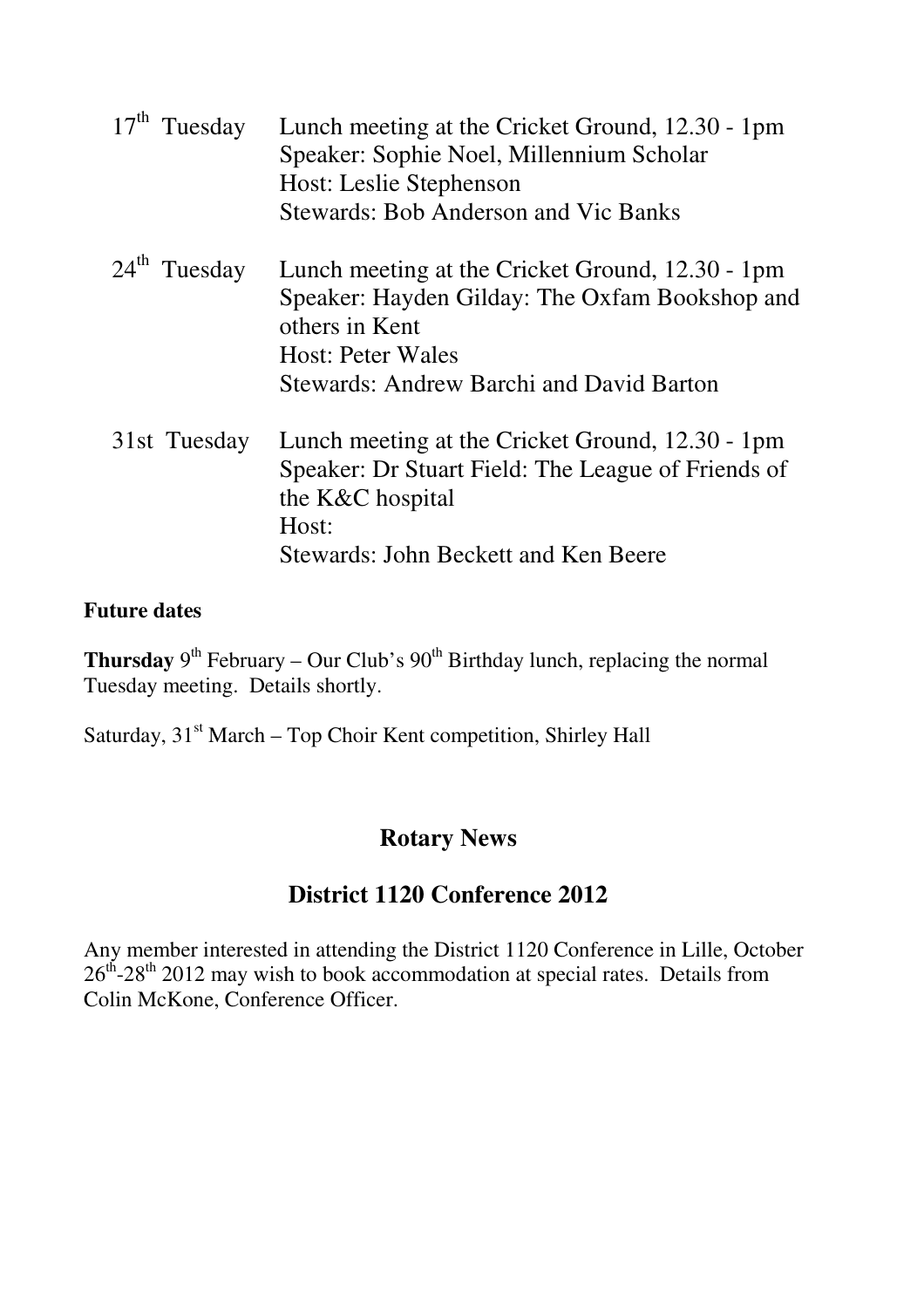| | |
|---|---|
| 17th Tuesday | Lunch meeting at the Cricket Ground, 12.30 - 1pm<br>Speaker: Sophie Noel, Millennium Scholar<br>Host: Leslie Stephenson<br>Stewards: Bob Anderson and Vic Banks |
| 24th Tuesday | Lunch meeting at the Cricket Ground, 12.30 - 1pm<br>Speaker: Hayden Gilday: The Oxfam Bookshop and others in Kent<br>Host: Peter Wales<br>Stewards: Andrew Barchi and David Barton |
| 31st Tuesday | Lunch meeting at the Cricket Ground, 12.30 - 1pm<br>Speaker: Dr Stuart Field: The League of Friends of the K&C hospital<br>Host:<br>Stewards: John Beckett and Ken Beere |

**Future dates**

**Thursday** 9th February – Our Club's 90th Birthday lunch, replacing the normal Tuesday meeting. Details shortly.

Saturday, 31st March – Top Choir Kent competition, Shirley Hall

## Rotary News

## District 1120 Conference 2012

Any member interested in attending the District 1120 Conference in Lille, October 26th-28th 2012 may wish to book accommodation at special rates. Details from Colin McKone, Conference Officer.